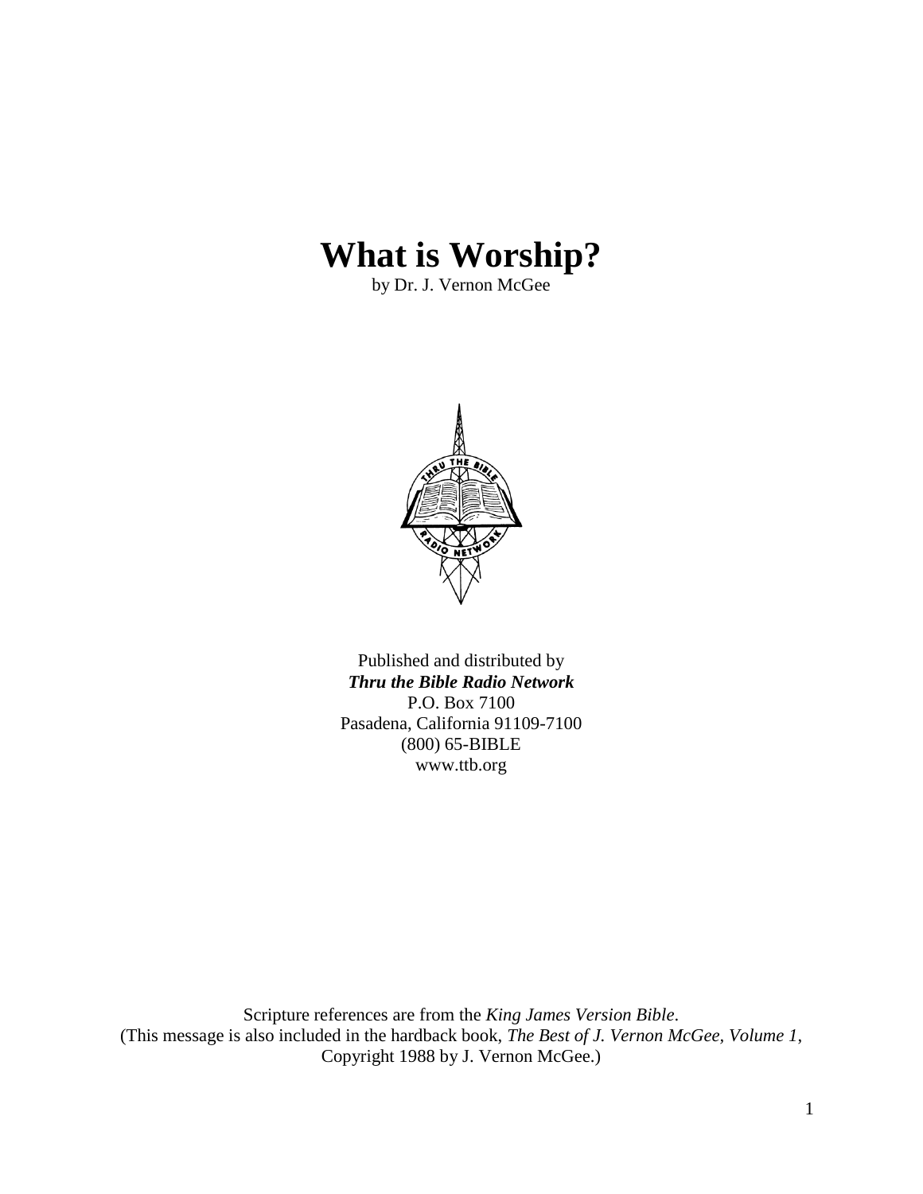# What is Worship?

by Dr. J. Vernon McGee

Published and distributed by
***Thru the Bible Radio Network***
P.O. Box 7100
Pasadena, California 91109-7100
(800) 65-BIBLE
www.ttb.org

Scripture references are from the *King James Version Bible*.
(This message is also included in the hardback book, *The Best of J. Vernon McGee, Volume 1*, Copyright 1988 by J. Vernon McGee.)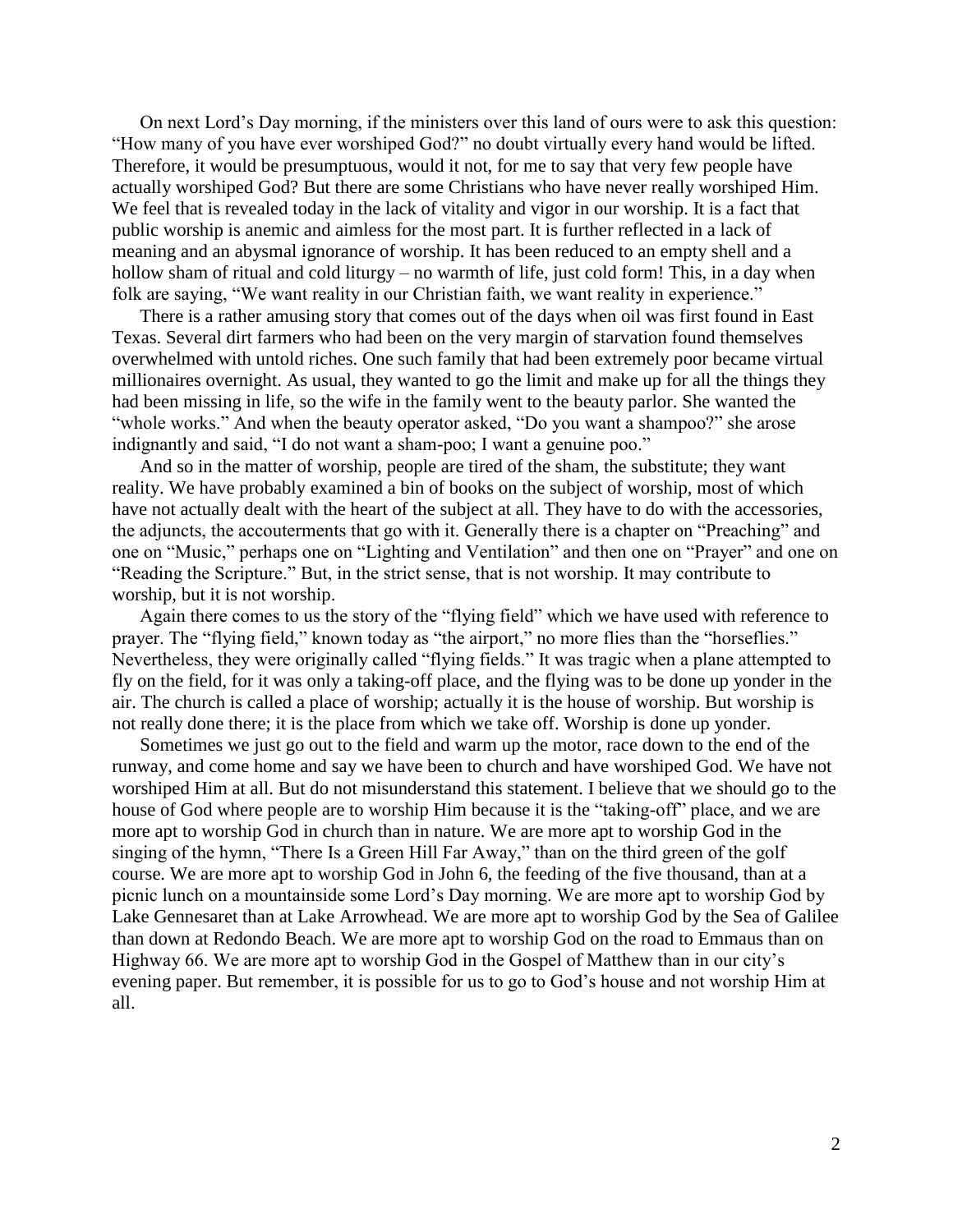On next Lord's Day morning, if the ministers over this land of ours were to ask this question: "How many of you have ever worshiped God?" no doubt virtually every hand would be lifted. Therefore, it would be presumptuous, would it not, for me to say that very few people have actually worshiped God? But there are some Christians who have never really worshiped Him. We feel that is revealed today in the lack of vitality and vigor in our worship. It is a fact that public worship is anemic and aimless for the most part. It is further reflected in a lack of meaning and an abysmal ignorance of worship. It has been reduced to an empty shell and a hollow sham of ritual and cold liturgy – no warmth of life, just cold form! This, in a day when folk are saying, "We want reality in our Christian faith, we want reality in experience."

There is a rather amusing story that comes out of the days when oil was first found in East Texas. Several dirt farmers who had been on the very margin of starvation found themselves overwhelmed with untold riches. One such family that had been extremely poor became virtual millionaires overnight. As usual, they wanted to go the limit and make up for all the things they had been missing in life, so the wife in the family went to the beauty parlor. She wanted the "whole works." And when the beauty operator asked, "Do you want a shampoo?" she arose indignantly and said, "I do not want a sham-poo; I want a genuine poo."

And so in the matter of worship, people are tired of the sham, the substitute; they want reality. We have probably examined a bin of books on the subject of worship, most of which have not actually dealt with the heart of the subject at all. They have to do with the accessories, the adjuncts, the accouterments that go with it. Generally there is a chapter on "Preaching" and one on "Music," perhaps one on "Lighting and Ventilation" and then one on "Prayer" and one on "Reading the Scripture." But, in the strict sense, that is not worship. It may contribute to worship, but it is not worship.

Again there comes to us the story of the "flying field" which we have used with reference to prayer. The "flying field," known today as "the airport," no more flies than the "horseflies." Nevertheless, they were originally called "flying fields." It was tragic when a plane attempted to fly on the field, for it was only a taking-off place, and the flying was to be done up yonder in the air. The church is called a place of worship; actually it is the house of worship. But worship is not really done there; it is the place from which we take off. Worship is done up yonder.

Sometimes we just go out to the field and warm up the motor, race down to the end of the runway, and come home and say we have been to church and have worshiped God. We have not worshiped Him at all. But do not misunderstand this statement. I believe that we should go to the house of God where people are to worship Him because it is the "taking-off" place, and we are more apt to worship God in church than in nature. We are more apt to worship God in the singing of the hymn, "There Is a Green Hill Far Away," than on the third green of the golf course. We are more apt to worship God in John 6, the feeding of the five thousand, than at a picnic lunch on a mountainside some Lord's Day morning. We are more apt to worship God by Lake Gennesaret than at Lake Arrowhead. We are more apt to worship God by the Sea of Galilee than down at Redondo Beach. We are more apt to worship God on the road to Emmaus than on Highway 66. We are more apt to worship God in the Gospel of Matthew than in our city's evening paper. But remember, it is possible for us to go to God's house and not worship Him at all.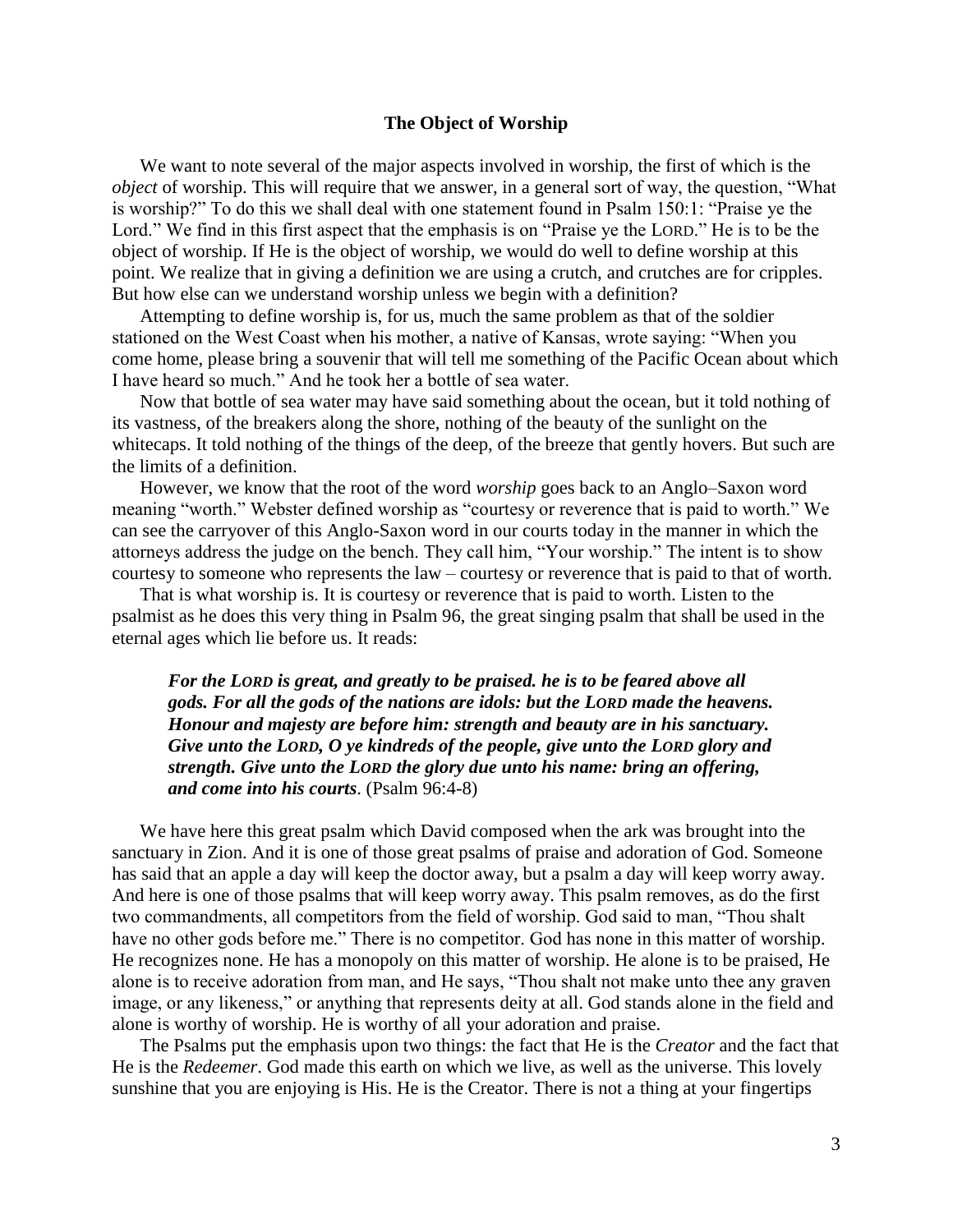### The Object of Worship

We want to note several of the major aspects involved in worship, the first of which is the *object* of worship. This will require that we answer, in a general sort of way, the question, "What is worship?" To do this we shall deal with one statement found in Psalm 150:1: "Praise ye the Lord." We find in this first aspect that the emphasis is on "Praise ye the LORD." He is to be the object of worship. If He is the object of worship, we would do well to define worship at this point. We realize that in giving a definition we are using a crutch, and crutches are for cripples. But how else can we understand worship unless we begin with a definition?

Attempting to define worship is, for us, much the same problem as that of the soldier stationed on the West Coast when his mother, a native of Kansas, wrote saying: "When you come home, please bring a souvenir that will tell me something of the Pacific Ocean about which I have heard so much." And he took her a bottle of sea water.

Now that bottle of sea water may have said something about the ocean, but it told nothing of its vastness, of the breakers along the shore, nothing of the beauty of the sunlight on the whitecaps. It told nothing of the things of the deep, of the breeze that gently hovers. But such are the limits of a definition.

However, we know that the root of the word *worship* goes back to an Anglo–Saxon word meaning "worth." Webster defined worship as "courtesy or reverence that is paid to worth." We can see the carryover of this Anglo-Saxon word in our courts today in the manner in which the attorneys address the judge on the bench. They call him, "Your worship." The intent is to show courtesy to someone who represents the law – courtesy or reverence that is paid to that of worth.

That is what worship is. It is courtesy or reverence that is paid to worth. Listen to the psalmist as he does this very thing in Psalm 96, the great singing psalm that shall be used in the eternal ages which lie before us. It reads:

> ***For the LORD is great, and greatly to be praised. he is to be feared above all gods. For all the gods of the nations are idols: but the LORD made the heavens. Honour and majesty are before him: strength and beauty are in his sanctuary. Give unto the LORD, O ye kindreds of the people, give unto the LORD glory and strength. Give unto the LORD the glory due unto his name: bring an offering, and come into his courts***. (Psalm 96:4-8)

We have here this great psalm which David composed when the ark was brought into the sanctuary in Zion. And it is one of those great psalms of praise and adoration of God. Someone has said that an apple a day will keep the doctor away, but a psalm a day will keep worry away. And here is one of those psalms that will keep worry away. This psalm removes, as do the first two commandments, all competitors from the field of worship. God said to man, "Thou shalt have no other gods before me." There is no competitor. God has none in this matter of worship. He recognizes none. He has a monopoly on this matter of worship. He alone is to be praised, He alone is to receive adoration from man, and He says, "Thou shalt not make unto thee any graven image, or any likeness," or anything that represents deity at all. God stands alone in the field and alone is worthy of worship. He is worthy of all your adoration and praise.

The Psalms put the emphasis upon two things: the fact that He is the *Creator* and the fact that He is the *Redeemer*. God made this earth on which we live, as well as the universe. This lovely sunshine that you are enjoying is His. He is the Creator. There is not a thing at your fingertips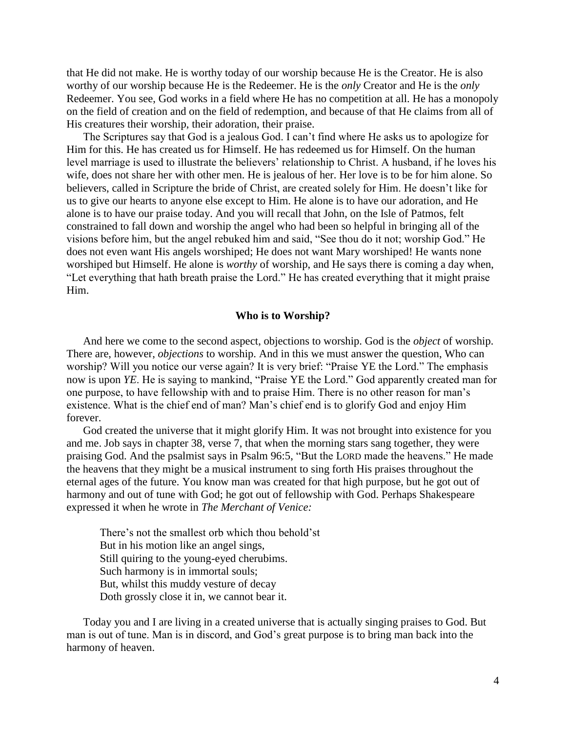that He did not make. He is worthy today of our worship because He is the Creator. He is also worthy of our worship because He is the Redeemer. He is the *only* Creator and He is the *only* Redeemer. You see, God works in a field where He has no competition at all. He has a monopoly on the field of creation and on the field of redemption, and because of that He claims from all of His creatures their worship, their adoration, their praise.

The Scriptures say that God is a jealous God. I can't find where He asks us to apologize for Him for this. He has created us for Himself. He has redeemed us for Himself. On the human level marriage is used to illustrate the believers' relationship to Christ. A husband, if he loves his wife, does not share her with other men. He is jealous of her. Her love is to be for him alone. So believers, called in Scripture the bride of Christ, are created solely for Him. He doesn't like for us to give our hearts to anyone else except to Him. He alone is to have our adoration, and He alone is to have our praise today. And you will recall that John, on the Isle of Patmos, felt constrained to fall down and worship the angel who had been so helpful in bringing all of the visions before him, but the angel rebuked him and said, "See thou do it not; worship God." He does not even want His angels worshiped; He does not want Mary worshiped! He wants none worshiped but Himself. He alone is *worthy* of worship, and He says there is coming a day when, "Let everything that hath breath praise the Lord." He has created everything that it might praise Him.

### Who is to Worship?

And here we come to the second aspect, objections to worship. God is the *object* of worship. There are, however, *objections* to worship. And in this we must answer the question, Who can worship? Will you notice our verse again? It is very brief: "Praise YE the Lord." The emphasis now is upon *YE*. He is saying to mankind, "Praise YE the Lord." God apparently created man for one purpose, to have fellowship with and to praise Him. There is no other reason for man's existence. What is the chief end of man? Man's chief end is to glorify God and enjoy Him forever.

God created the universe that it might glorify Him. It was not brought into existence for you and me. Job says in chapter 38, verse 7, that when the morning stars sang together, they were praising God. And the psalmist says in Psalm 96:5, "But the LORD made the heavens." He made the heavens that they might be a musical instrument to sing forth His praises throughout the eternal ages of the future. You know man was created for that high purpose, but he got out of harmony and out of tune with God; he got out of fellowship with God. Perhaps Shakespeare expressed it when he wrote in *The Merchant of Venice:*

> There's not the smallest orb which thou behold'st
> But in his motion like an angel sings,
> Still quiring to the young-eyed cherubims.
> Such harmony is in immortal souls;
> But, whilst this muddy vesture of decay
> Doth grossly close it in, we cannot bear it.

Today you and I are living in a created universe that is actually singing praises to God. But man is out of tune. Man is in discord, and God's great purpose is to bring man back into the harmony of heaven.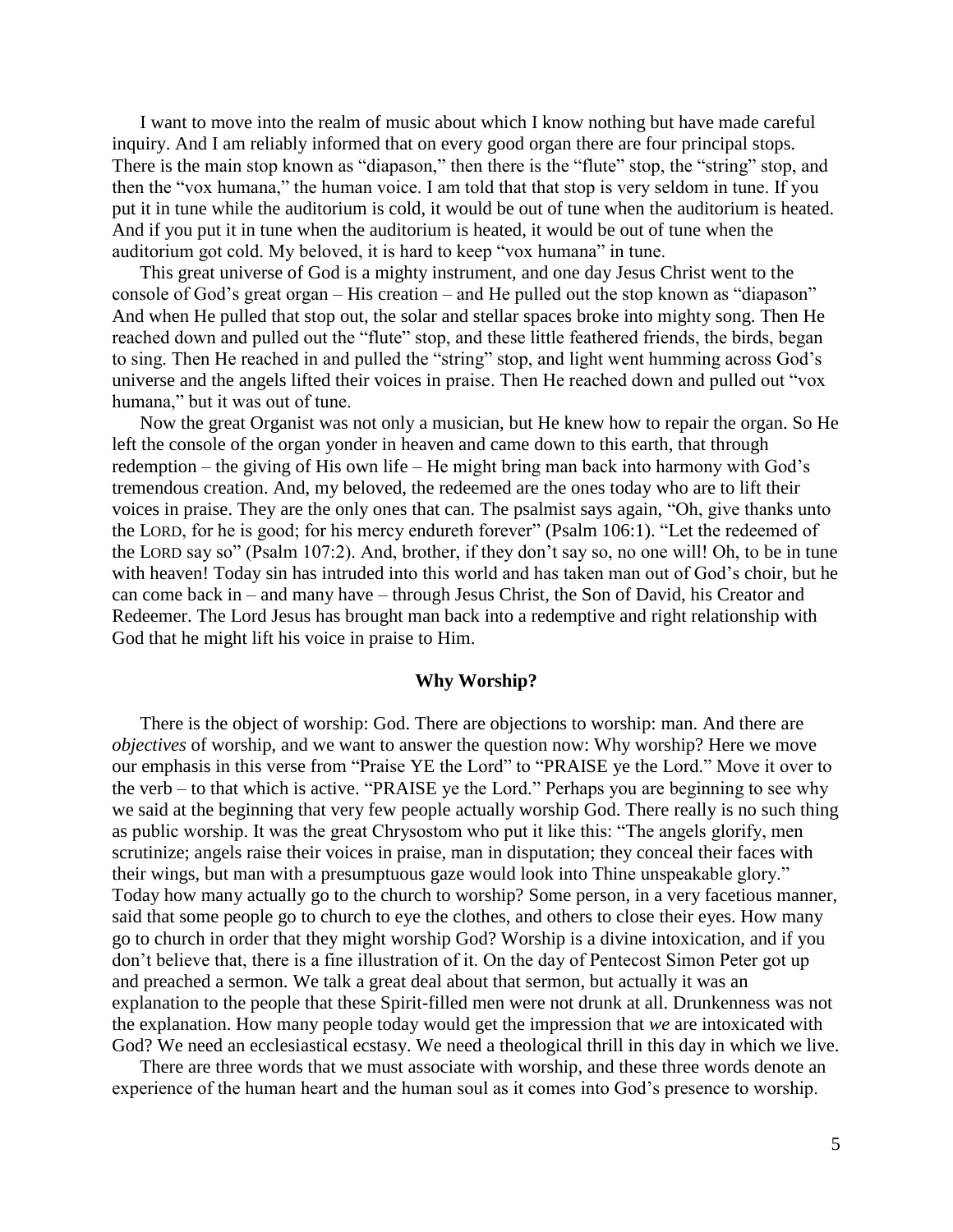I want to move into the realm of music about which I know nothing but have made careful inquiry. And I am reliably informed that on every good organ there are four principal stops. There is the main stop known as "diapason," then there is the "flute" stop, the "string" stop, and then the "vox humana," the human voice. I am told that that stop is very seldom in tune. If you put it in tune while the auditorium is cold, it would be out of tune when the auditorium is heated. And if you put it in tune when the auditorium is heated, it would be out of tune when the auditorium got cold. My beloved, it is hard to keep "vox humana" in tune.

This great universe of God is a mighty instrument, and one day Jesus Christ went to the console of God's great organ – His creation – and He pulled out the stop known as "diapason" And when He pulled that stop out, the solar and stellar spaces broke into mighty song. Then He reached down and pulled out the "flute" stop, and these little feathered friends, the birds, began to sing. Then He reached in and pulled the "string" stop, and light went humming across God's universe and the angels lifted their voices in praise. Then He reached down and pulled out "vox humana," but it was out of tune.

Now the great Organist was not only a musician, but He knew how to repair the organ. So He left the console of the organ yonder in heaven and came down to this earth, that through redemption – the giving of His own life – He might bring man back into harmony with God's tremendous creation. And, my beloved, the redeemed are the ones today who are to lift their voices in praise. They are the only ones that can. The psalmist says again, "Oh, give thanks unto the LORD, for he is good; for his mercy endureth forever" (Psalm 106:1). "Let the redeemed of the LORD say so" (Psalm 107:2). And, brother, if they don't say so, no one will! Oh, to be in tune with heaven! Today sin has intruded into this world and has taken man out of God's choir, but he can come back in – and many have – through Jesus Christ, the Son of David, his Creator and Redeemer. The Lord Jesus has brought man back into a redemptive and right relationship with God that he might lift his voice in praise to Him.

## Why Worship?

There is the object of worship: God. There are objections to worship: man. And there are *objectives* of worship, and we want to answer the question now: Why worship? Here we move our emphasis in this verse from "Praise YE the Lord" to "PRAISE ye the Lord." Move it over to the verb – to that which is active. "PRAISE ye the Lord." Perhaps you are beginning to see why we said at the beginning that very few people actually worship God. There really is no such thing as public worship. It was the great Chrysostom who put it like this: "The angels glorify, men scrutinize; angels raise their voices in praise, man in disputation; they conceal their faces with their wings, but man with a presumptuous gaze would look into Thine unspeakable glory." Today how many actually go to the church to worship? Some person, in a very facetious manner, said that some people go to church to eye the clothes, and others to close their eyes. How many go to church in order that they might worship God? Worship is a divine intoxication, and if you don't believe that, there is a fine illustration of it. On the day of Pentecost Simon Peter got up and preached a sermon. We talk a great deal about that sermon, but actually it was an explanation to the people that these Spirit-filled men were not drunk at all. Drunkenness was not the explanation. How many people today would get the impression that *we* are intoxicated with God? We need an ecclesiastical ecstasy. We need a theological thrill in this day in which we live.

There are three words that we must associate with worship, and these three words denote an experience of the human heart and the human soul as it comes into God's presence to worship.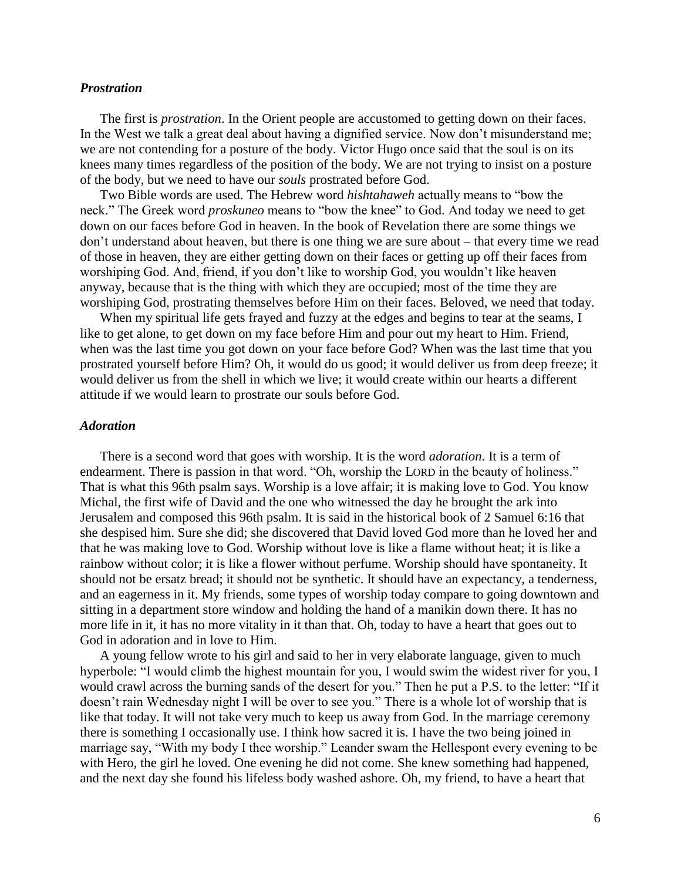### *Prostration*

The first is *prostration*. In the Orient people are accustomed to getting down on their faces. In the West we talk a great deal about having a dignified service. Now don't misunderstand me; we are not contending for a posture of the body. Victor Hugo once said that the soul is on its knees many times regardless of the position of the body. We are not trying to insist on a posture of the body, but we need to have our *souls* prostrated before God.

Two Bible words are used. The Hebrew word *hishtahaweh* actually means to "bow the neck." The Greek word *proskuneo* means to "bow the knee" to God. And today we need to get down on our faces before God in heaven. In the book of Revelation there are some things we don't understand about heaven, but there is one thing we are sure about – that every time we read of those in heaven, they are either getting down on their faces or getting up off their faces from worshiping God. And, friend, if you don't like to worship God, you wouldn't like heaven anyway, because that is the thing with which they are occupied; most of the time they are worshiping God, prostrating themselves before Him on their faces. Beloved, we need that today.

When my spiritual life gets frayed and fuzzy at the edges and begins to tear at the seams, I like to get alone, to get down on my face before Him and pour out my heart to Him. Friend, when was the last time you got down on your face before God? When was the last time that you prostrated yourself before Him? Oh, it would do us good; it would deliver us from deep freeze; it would deliver us from the shell in which we live; it would create within our hearts a different attitude if we would learn to prostrate our souls before God.

### *Adoration*

There is a second word that goes with worship. It is the word *adoration*. It is a term of endearment. There is passion in that word. "Oh, worship the LORD in the beauty of holiness." That is what this 96th psalm says. Worship is a love affair; it is making love to God. You know Michal, the first wife of David and the one who witnessed the day he brought the ark into Jerusalem and composed this 96th psalm. It is said in the historical book of 2 Samuel 6:16 that she despised him. Sure she did; she discovered that David loved God more than he loved her and that he was making love to God. Worship without love is like a flame without heat; it is like a rainbow without color; it is like a flower without perfume. Worship should have spontaneity. It should not be ersatz bread; it should not be synthetic. It should have an expectancy, a tenderness, and an eagerness in it. My friends, some types of worship today compare to going downtown and sitting in a department store window and holding the hand of a manikin down there. It has no more life in it, it has no more vitality in it than that. Oh, today to have a heart that goes out to God in adoration and in love to Him.

A young fellow wrote to his girl and said to her in very elaborate language, given to much hyperbole: "I would climb the highest mountain for you, I would swim the widest river for you, I would crawl across the burning sands of the desert for you." Then he put a P.S. to the letter: "If it doesn't rain Wednesday night I will be over to see you." There is a whole lot of worship that is like that today. It will not take very much to keep us away from God. In the marriage ceremony there is something I occasionally use. I think how sacred it is. I have the two being joined in marriage say, "With my body I thee worship." Leander swam the Hellespont every evening to be with Hero, the girl he loved. One evening he did not come. She knew something had happened, and the next day she found his lifeless body washed ashore. Oh, my friend, to have a heart that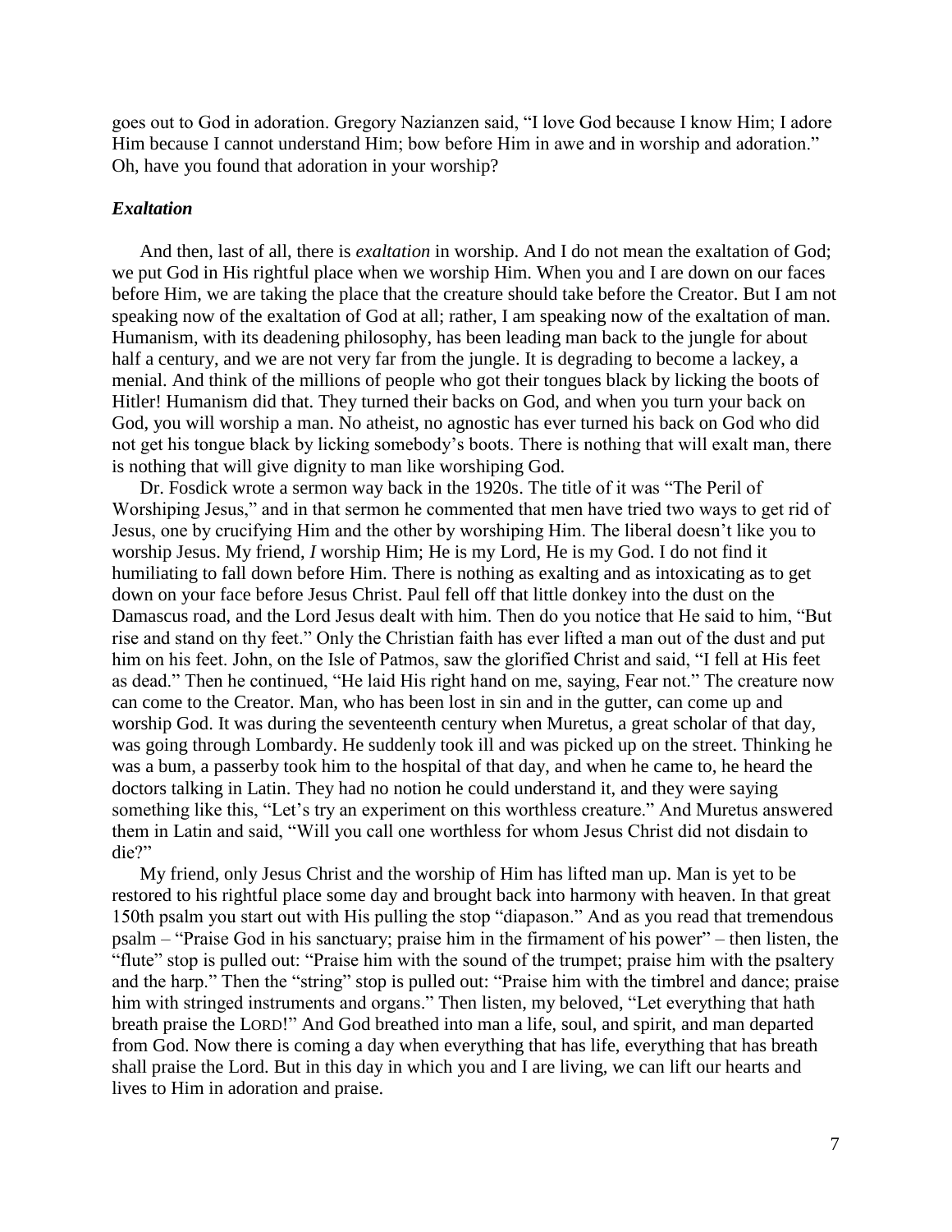goes out to God in adoration. Gregory Nazianzen said, "I love God because I know Him; I adore Him because I cannot understand Him; bow before Him in awe and in worship and adoration." Oh, have you found that adoration in your worship?

### *Exaltation*

And then, last of all, there is *exaltation* in worship. And I do not mean the exaltation of God; we put God in His rightful place when we worship Him. When you and I are down on our faces before Him, we are taking the place that the creature should take before the Creator. But I am not speaking now of the exaltation of God at all; rather, I am speaking now of the exaltation of man. Humanism, with its deadening philosophy, has been leading man back to the jungle for about half a century, and we are not very far from the jungle. It is degrading to become a lackey, a menial. And think of the millions of people who got their tongues black by licking the boots of Hitler! Humanism did that. They turned their backs on God, and when you turn your back on God, you will worship a man. No atheist, no agnostic has ever turned his back on God who did not get his tongue black by licking somebody's boots. There is nothing that will exalt man, there is nothing that will give dignity to man like worshiping God.

Dr. Fosdick wrote a sermon way back in the 1920s. The title of it was "The Peril of Worshiping Jesus," and in that sermon he commented that men have tried two ways to get rid of Jesus, one by crucifying Him and the other by worshiping Him. The liberal doesn't like you to worship Jesus. My friend, *I* worship Him; He is my Lord, He is my God. I do not find it humiliating to fall down before Him. There is nothing as exalting and as intoxicating as to get down on your face before Jesus Christ. Paul fell off that little donkey into the dust on the Damascus road, and the Lord Jesus dealt with him. Then do you notice that He said to him, "But rise and stand on thy feet." Only the Christian faith has ever lifted a man out of the dust and put him on his feet. John, on the Isle of Patmos, saw the glorified Christ and said, "I fell at His feet as dead." Then he continued, "He laid His right hand on me, saying, Fear not." The creature now can come to the Creator. Man, who has been lost in sin and in the gutter, can come up and worship God. It was during the seventeenth century when Muretus, a great scholar of that day, was going through Lombardy. He suddenly took ill and was picked up on the street. Thinking he was a bum, a passerby took him to the hospital of that day, and when he came to, he heard the doctors talking in Latin. They had no notion he could understand it, and they were saying something like this, "Let's try an experiment on this worthless creature." And Muretus answered them in Latin and said, "Will you call one worthless for whom Jesus Christ did not disdain to die?"

My friend, only Jesus Christ and the worship of Him has lifted man up. Man is yet to be restored to his rightful place some day and brought back into harmony with heaven. In that great 150th psalm you start out with His pulling the stop "diapason." And as you read that tremendous psalm – "Praise God in his sanctuary; praise him in the firmament of his power" – then listen, the "flute" stop is pulled out: "Praise him with the sound of the trumpet; praise him with the psaltery and the harp." Then the "string" stop is pulled out: "Praise him with the timbrel and dance; praise him with stringed instruments and organs." Then listen, my beloved, "Let everything that hath breath praise the LORD!" And God breathed into man a life, soul, and spirit, and man departed from God. Now there is coming a day when everything that has life, everything that has breath shall praise the Lord. But in this day in which you and I are living, we can lift our hearts and lives to Him in adoration and praise.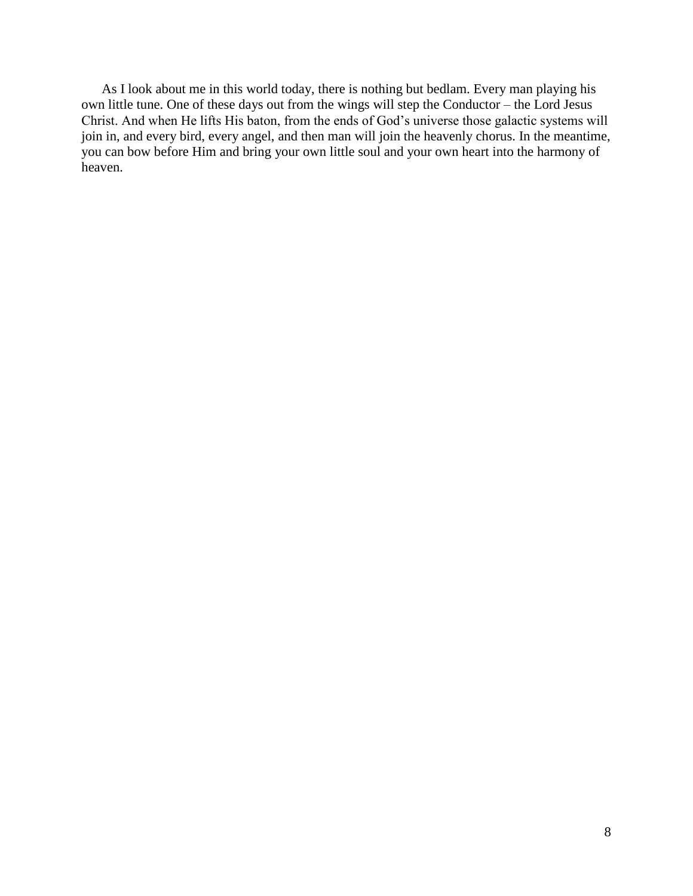As I look about me in this world today, there is nothing but bedlam. Every man playing his own little tune. One of these days out from the wings will step the Conductor – the Lord Jesus Christ. And when He lifts His baton, from the ends of God's universe those galactic systems will join in, and every bird, every angel, and then man will join the heavenly chorus. In the meantime, you can bow before Him and bring your own little soul and your own heart into the harmony of heaven.